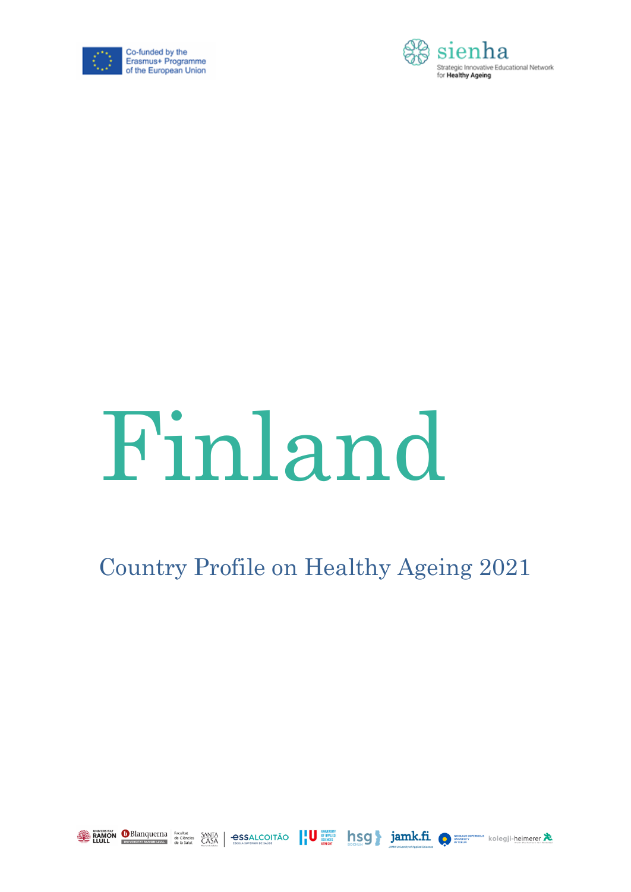Co-funded by the Erasmus+ Programme of the European Union

sienha
Strategic Innovative Educational Network for Healthy Ageing

# Finland

## Country Profile on Healthy Ageing 2021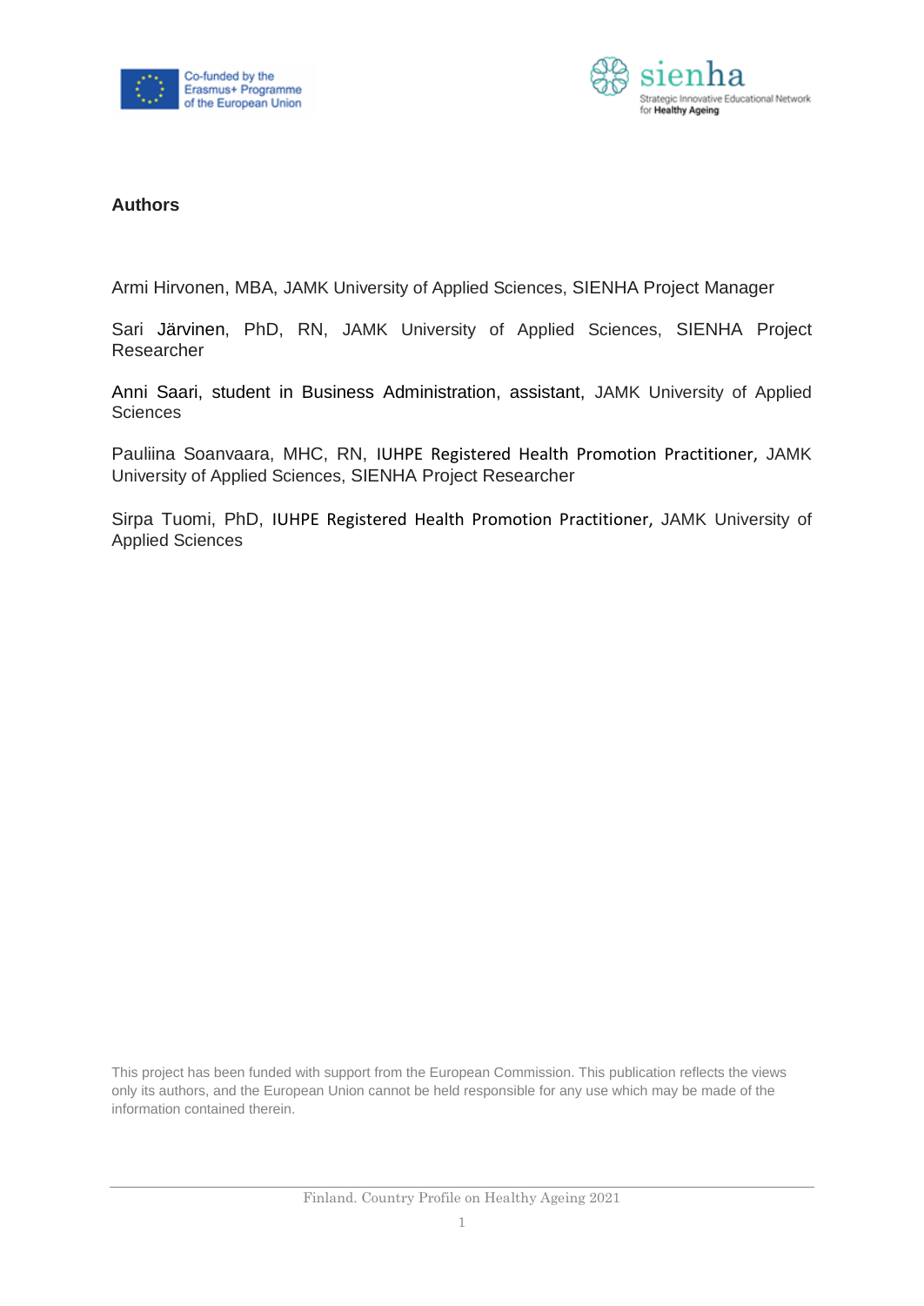**Authors**

Armi Hirvonen, MBA, JAMK University of Applied Sciences, SIENHA Project Manager

Sari Järvinen, PhD, RN, JAMK University of Applied Sciences, SIENHA Project Researcher

Anni Saari, student in Business Administration, assistant, JAMK University of Applied Sciences

Pauliina Soanvaara, MHC, RN, IUHPE Registered Health Promotion Practitioner, JAMK University of Applied Sciences, SIENHA Project Researcher

Sirpa Tuomi, PhD, IUHPE Registered Health Promotion Practitioner, JAMK University of Applied Sciences

This project has been funded with support from the European Commission. This publication reflects the views only its authors, and the European Union cannot be held responsible for any use which may be made of the information contained therein.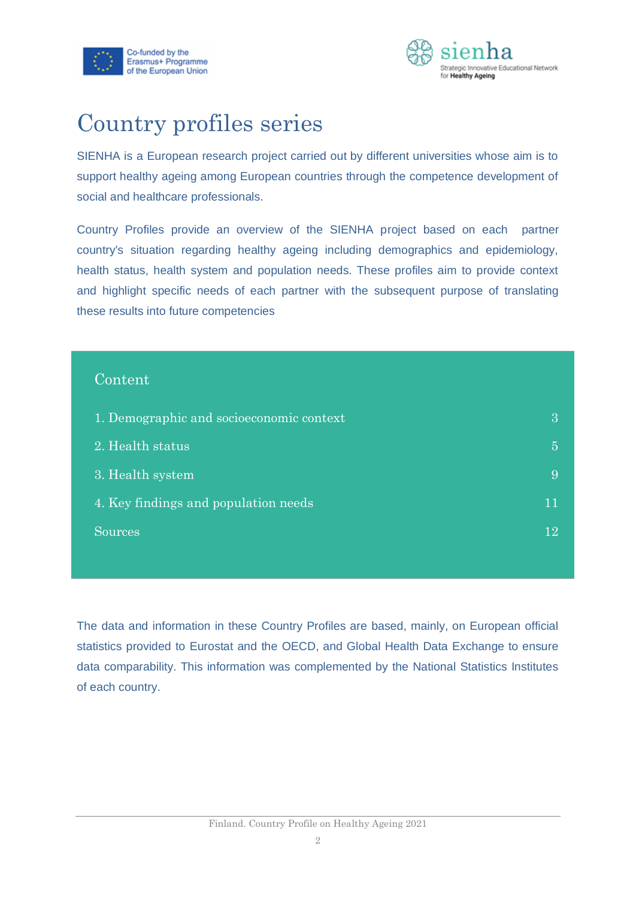# Country profiles series

SIENHA is a European research project carried out by different universities whose aim is to support healthy ageing among European countries through the competence development of social and healthcare professionals.

Country Profiles provide an overview of the SIENHA project based on each partner country's situation regarding healthy ageing including demographics and epidemiology, health status, health system and population needs. These profiles aim to provide context and highlight specific needs of each partner with the subsequent purpose of translating these results into future competencies

## Content

| | |
|---|---|
| 1. Demographic and socioeconomic context | 3 |
| 2. Health status | 5 |
| 3. Health system | 9 |
| 4. Key findings and population needs | 11 |
| Sources | 12 |

The data and information in these Country Profiles are based, mainly, on European official statistics provided to Eurostat and the OECD, and Global Health Data Exchange to ensure data comparability. This information was complemented by the National Statistics Institutes of each country.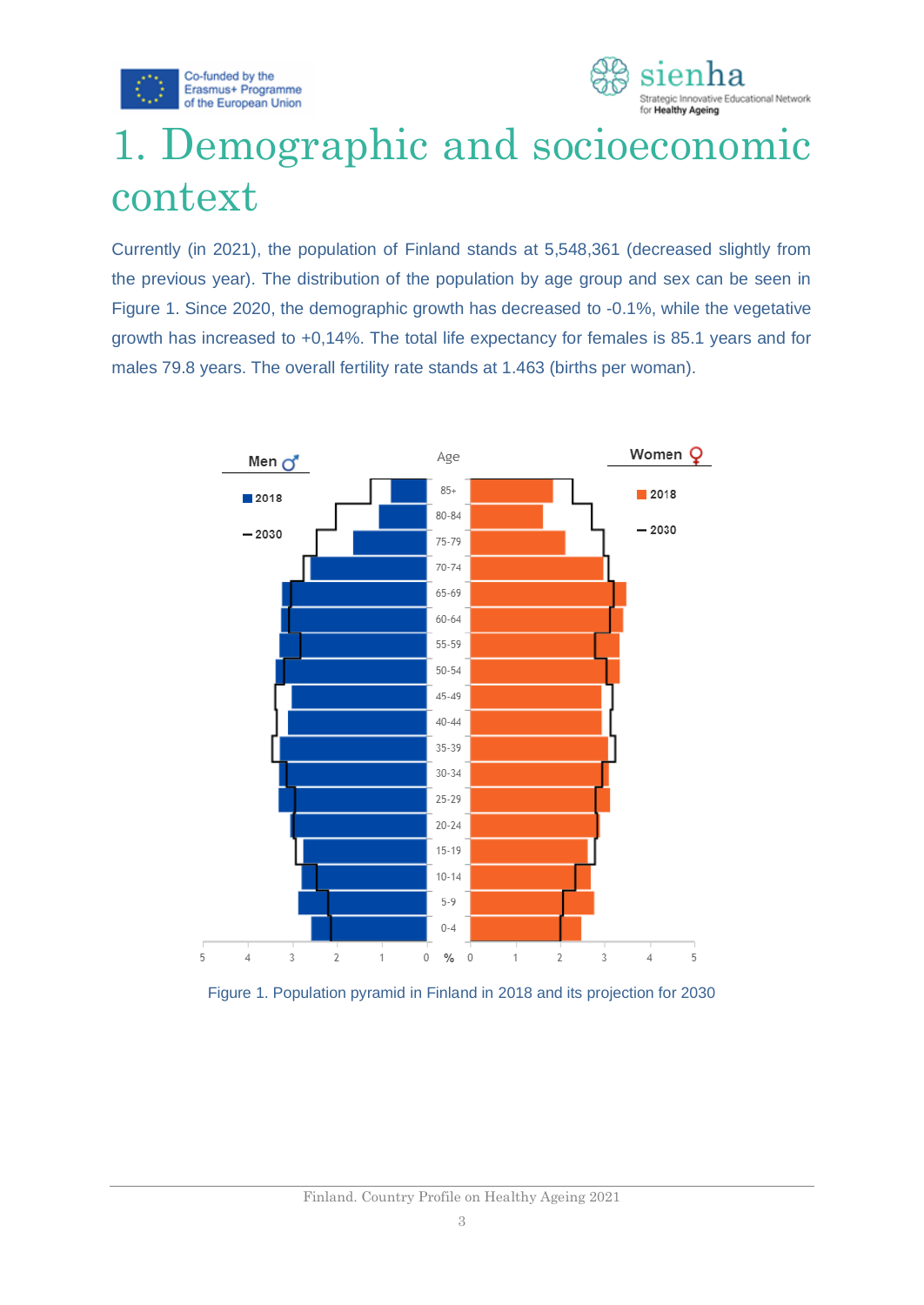# 1. Demographic and socioeconomic context

Currently (in 2021), the population of Finland stands at 5,548,361 (decreased slightly from the previous year). The distribution of the population by age group and sex can be seen in Figure 1. Since 2020, the demographic growth has decreased to -0.1%, while the vegetative growth has increased to +0,14%. The total life expectancy for females is 85.1 years and for males 79.8 years. The overall fertility rate stands at 1.463 (births per woman).

Figure 1. Population pyramid in Finland in 2018 and its projection for 2030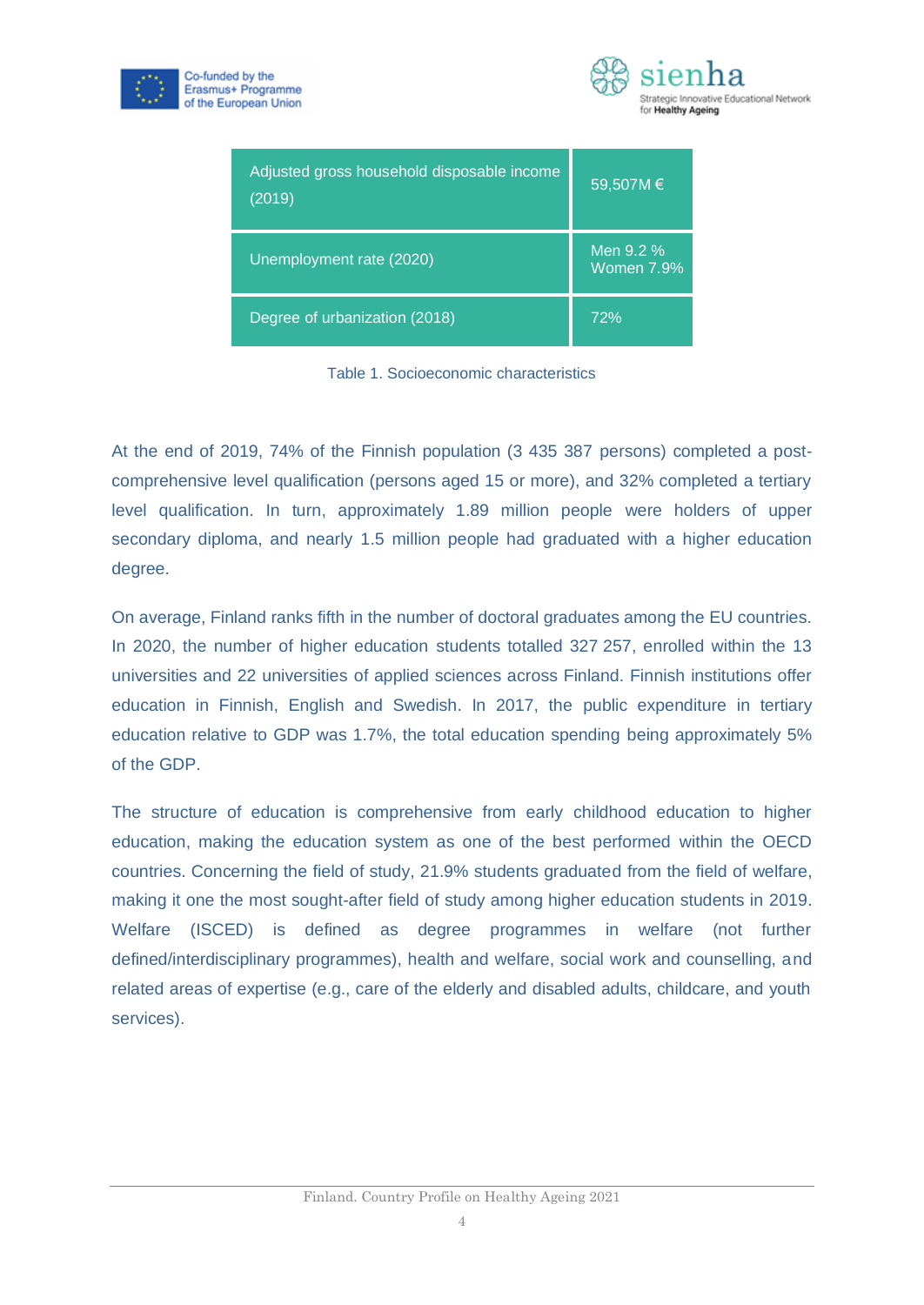| | |
|---|---|
| Adjusted gross household disposable income (2019) | 59,507M € |
| Unemployment rate (2020) | Men 9.2 %<br>Women 7.9% |
| Degree of urbanization (2018) | 72% |

Table 1. Socioeconomic characteristics

At the end of 2019, 74% of the Finnish population (3 435 387 persons) completed a post-comprehensive level qualification (persons aged 15 or more), and 32% completed a tertiary level qualification. In turn, approximately 1.89 million people were holders of upper secondary diploma, and nearly 1.5 million people had graduated with a higher education degree.

On average, Finland ranks fifth in the number of doctoral graduates among the EU countries. In 2020, the number of higher education students totalled 327 257, enrolled within the 13 universities and 22 universities of applied sciences across Finland. Finnish institutions offer education in Finnish, English and Swedish. In 2017, the public expenditure in tertiary education relative to GDP was 1.7%, the total education spending being approximately 5% of the GDP.

The structure of education is comprehensive from early childhood education to higher education, making the education system as one of the best performed within the OECD countries. Concerning the field of study, 21.9% students graduated from the field of welfare, making it one the most sought-after field of study among higher education students in 2019. Welfare (ISCED) is defined as degree programmes in welfare (not further defined/interdisciplinary programmes), health and welfare, social work and counselling, and related areas of expertise (e.g., care of the elderly and disabled adults, childcare, and youth services).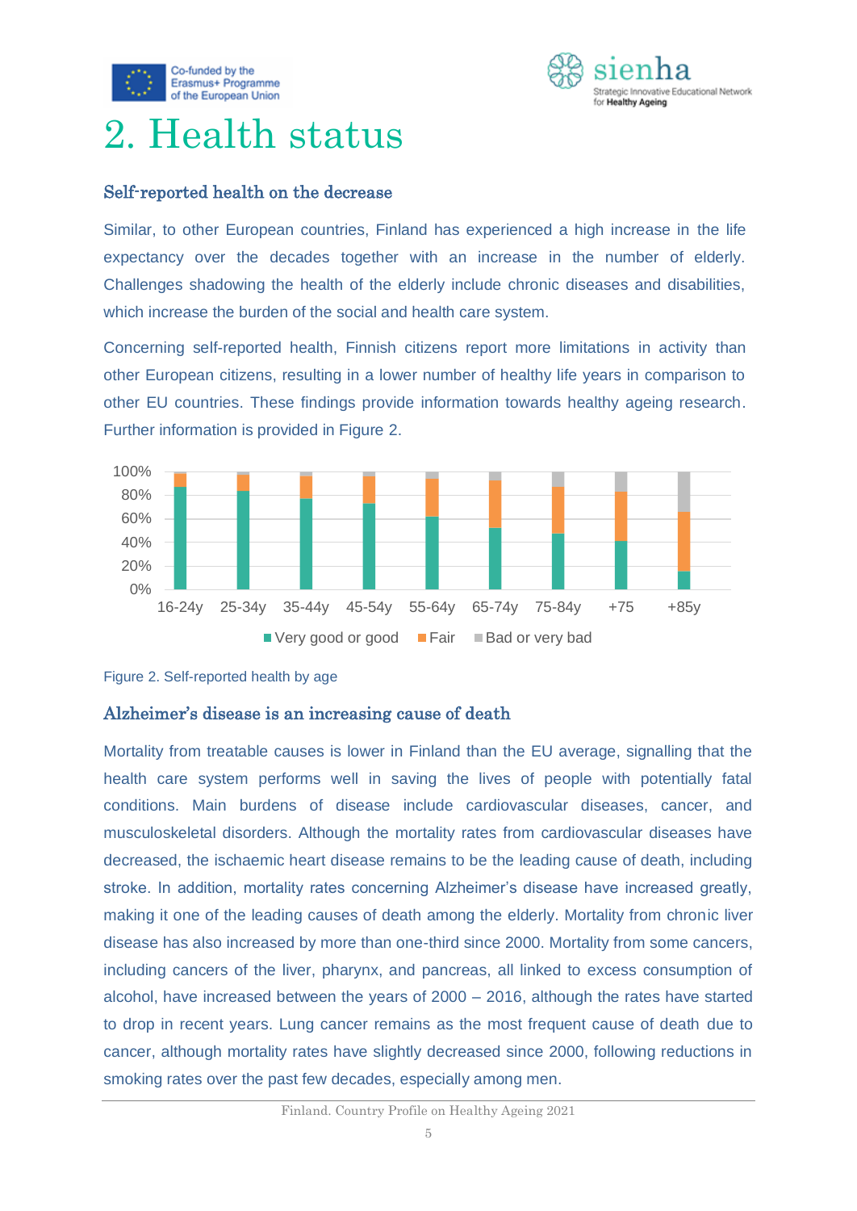# 2. Health status

### Self-reported health on the decrease

Similar, to other European countries, Finland has experienced a high increase in the life expectancy over the decades together with an increase in the number of elderly. Challenges shadowing the health of the elderly include chronic diseases and disabilities, which increase the burden of the social and health care system.

Concerning self-reported health, Finnish citizens report more limitations in activity than other European citizens, resulting in a lower number of healthy life years in comparison to other EU countries. These findings provide information towards healthy ageing research. Further information is provided in Figure 2.

Figure 2. Self-reported health by age

### Alzheimer's disease is an increasing cause of death

Mortality from treatable causes is lower in Finland than the EU average, signalling that the health care system performs well in saving the lives of people with potentially fatal conditions. Main burdens of disease include cardiovascular diseases, cancer, and musculoskeletal disorders. Although the mortality rates from cardiovascular diseases have decreased, the ischaemic heart disease remains to be the leading cause of death, including stroke. In addition, mortality rates concerning Alzheimer's disease have increased greatly, making it one of the leading causes of death among the elderly. Mortality from chronic liver disease has also increased by more than one-third since 2000. Mortality from some cancers, including cancers of the liver, pharynx, and pancreas, all linked to excess consumption of alcohol, have increased between the years of 2000 – 2016, although the rates have started to drop in recent years. Lung cancer remains as the most frequent cause of death due to cancer, although mortality rates have slightly decreased since 2000, following reductions in smoking rates over the past few decades, especially among men.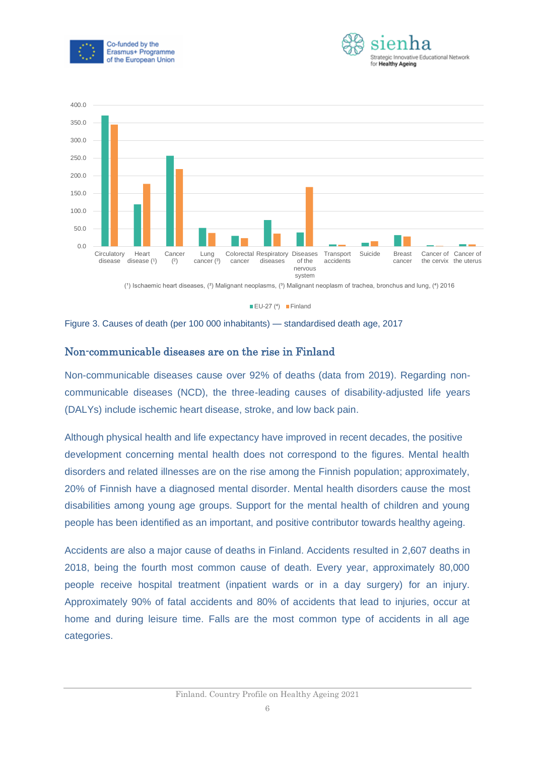Figure 3. Causes of death (per 100 000 inhabitants) — standardised death age, 2017

## Non-communicable diseases are on the rise in Finland

Non-communicable diseases cause over 92% of deaths (data from 2019). Regarding non-communicable diseases (NCD), the three-leading causes of disability-adjusted life years (DALYs) include ischemic heart disease, stroke, and low back pain.

Although physical health and life expectancy have improved in recent decades, the positive development concerning mental health does not correspond to the figures. Mental health disorders and related illnesses are on the rise among the Finnish population; approximately, 20% of Finnish have a diagnosed mental disorder. Mental health disorders cause the most disabilities among young age groups. Support for the mental health of children and young people has been identified as an important, and positive contributor towards healthy ageing.

Accidents are also a major cause of deaths in Finland. Accidents resulted in 2,607 deaths in 2018, being the fourth most common cause of death. Every year, approximately 80,000 people receive hospital treatment (inpatient wards or in a day surgery) for an injury. Approximately 90% of fatal accidents and 80% of accidents that lead to injuries, occur at home and during leisure time. Falls are the most common type of accidents in all age categories.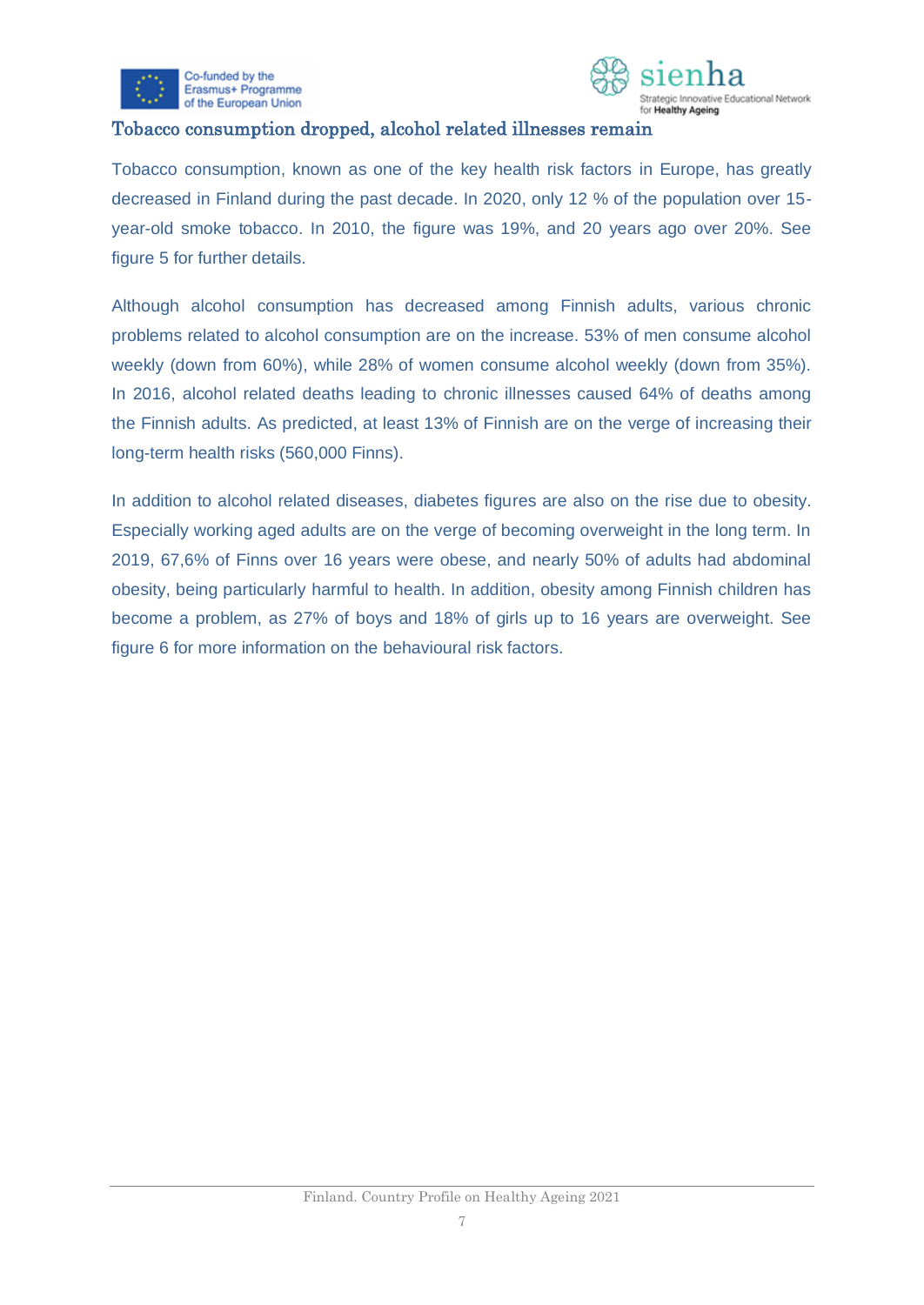## Tobacco consumption dropped, alcohol related illnesses remain

Tobacco consumption, known as one of the key health risk factors in Europe, has greatly decreased in Finland during the past decade. In 2020, only 12 % of the population over 15-year-old smoke tobacco. In 2010, the figure was 19%, and 20 years ago over 20%. See figure 5 for further details.

Although alcohol consumption has decreased among Finnish adults, various chronic problems related to alcohol consumption are on the increase. 53% of men consume alcohol weekly (down from 60%), while 28% of women consume alcohol weekly (down from 35%). In 2016, alcohol related deaths leading to chronic illnesses caused 64% of deaths among the Finnish adults. As predicted, at least 13% of Finnish are on the verge of increasing their long-term health risks (560,000 Finns).

In addition to alcohol related diseases, diabetes figures are also on the rise due to obesity. Especially working aged adults are on the verge of becoming overweight in the long term. In 2019, 67,6% of Finns over 16 years were obese, and nearly 50% of adults had abdominal obesity, being particularly harmful to health. In addition, obesity among Finnish children has become a problem, as 27% of boys and 18% of girls up to 16 years are overweight. See figure 6 for more information on the behavioural risk factors.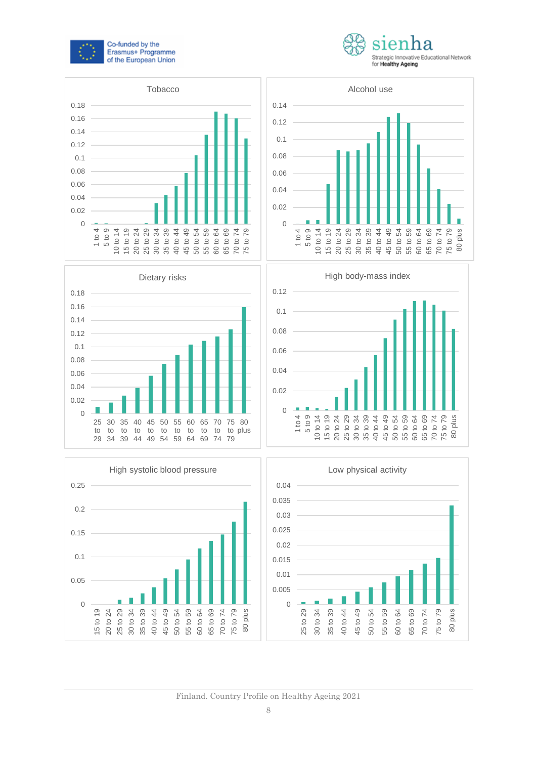Tobacco

Alcohol use

Dietary risks

High body-mass index

High systolic blood pressure

Low physical activity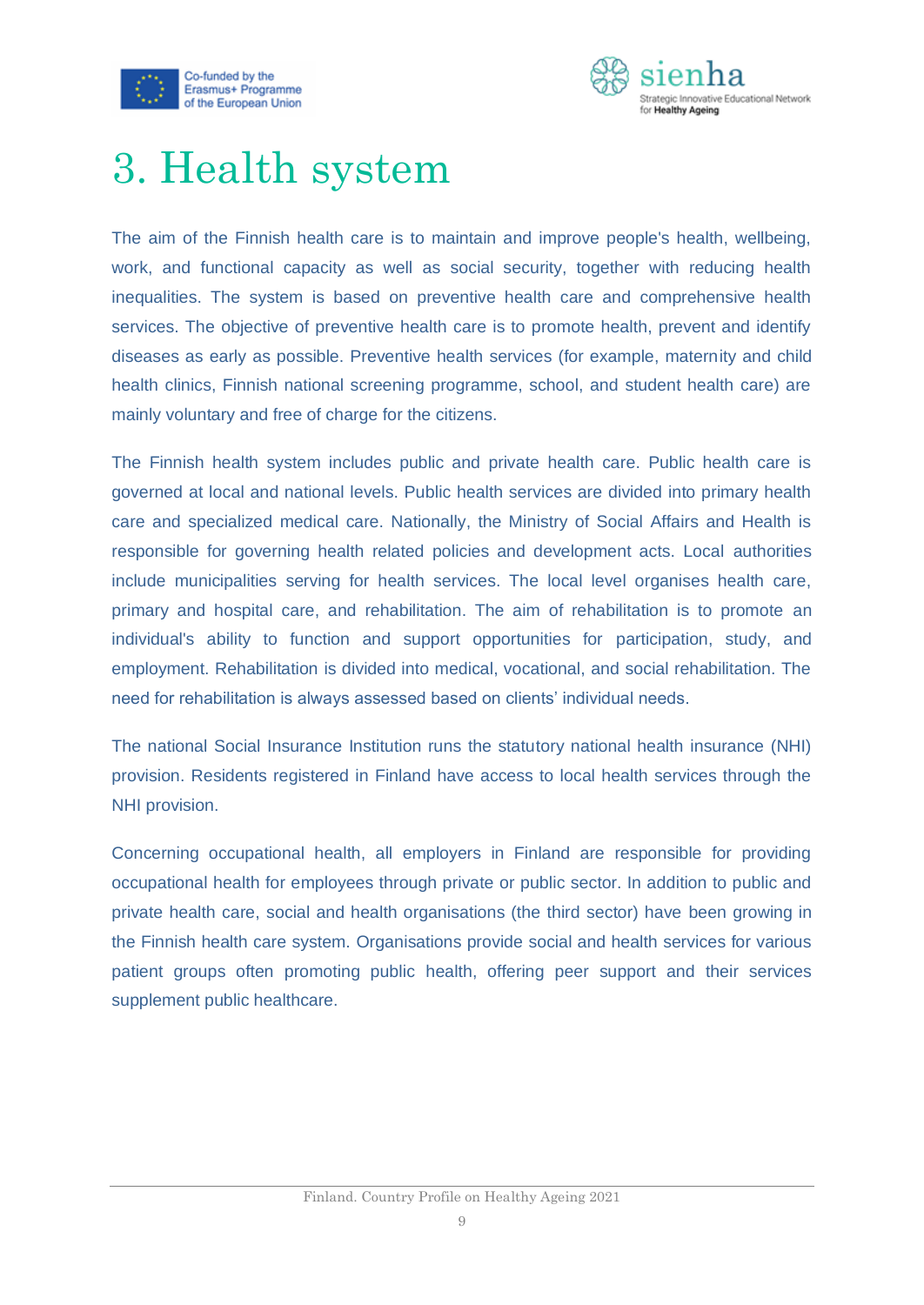# 3. Health system

The aim of the Finnish health care is to maintain and improve people's health, wellbeing, work, and functional capacity as well as social security, together with reducing health inequalities. The system is based on preventive health care and comprehensive health services. The objective of preventive health care is to promote health, prevent and identify diseases as early as possible. Preventive health services (for example, maternity and child health clinics, Finnish national screening programme, school, and student health care) are mainly voluntary and free of charge for the citizens.

The Finnish health system includes public and private health care. Public health care is governed at local and national levels. Public health services are divided into primary health care and specialized medical care. Nationally, the Ministry of Social Affairs and Health is responsible for governing health related policies and development acts. Local authorities include municipalities serving for health services. The local level organises health care, primary and hospital care, and rehabilitation. The aim of rehabilitation is to promote an individual's ability to function and support opportunities for participation, study, and employment. Rehabilitation is divided into medical, vocational, and social rehabilitation. The need for rehabilitation is always assessed based on clients' individual needs.

The national Social Insurance Institution runs the statutory national health insurance (NHI) provision. Residents registered in Finland have access to local health services through the NHI provision.

Concerning occupational health, all employers in Finland are responsible for providing occupational health for employees through private or public sector. In addition to public and private health care, social and health organisations (the third sector) have been growing in the Finnish health care system. Organisations provide social and health services for various patient groups often promoting public health, offering peer support and their services supplement public healthcare.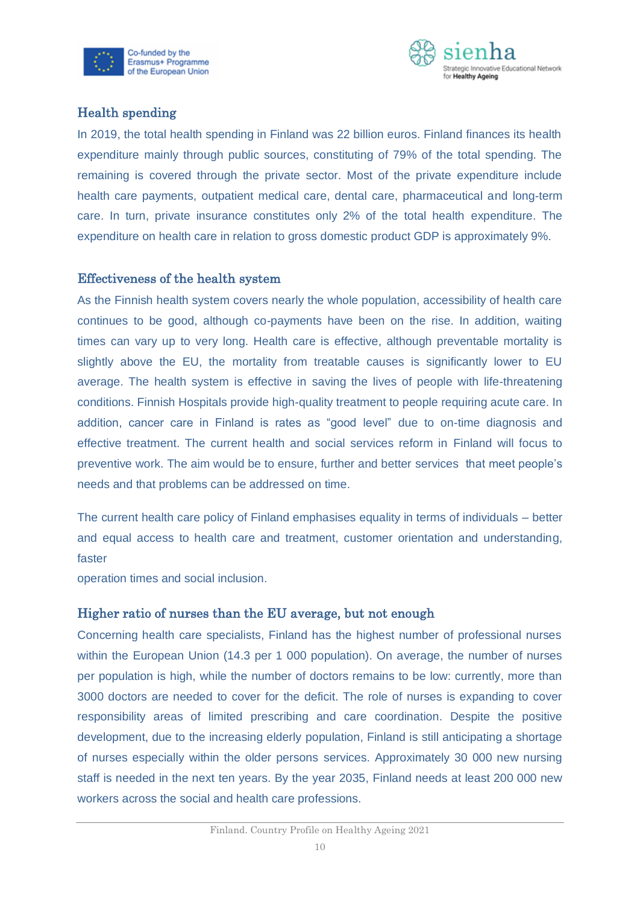## Health spending

In 2019, the total health spending in Finland was 22 billion euros. Finland finances its health expenditure mainly through public sources, constituting of 79% of the total spending. The remaining is covered through the private sector. Most of the private expenditure include health care payments, outpatient medical care, dental care, pharmaceutical and long-term care. In turn, private insurance constitutes only 2% of the total health expenditure. The expenditure on health care in relation to gross domestic product GDP is approximately 9%.

## Effectiveness of the health system

As the Finnish health system covers nearly the whole population, accessibility of health care continues to be good, although co-payments have been on the rise. In addition, waiting times can vary up to very long. Health care is effective, although preventable mortality is slightly above the EU, the mortality from treatable causes is significantly lower to EU average. The health system is effective in saving the lives of people with life-threatening conditions. Finnish Hospitals provide high-quality treatment to people requiring acute care. In addition, cancer care in Finland is rates as "good level" due to on-time diagnosis and effective treatment. The current health and social services reform in Finland will focus to preventive work. The aim would be to ensure, further and better services that meet people's needs and that problems can be addressed on time.

The current health care policy of Finland emphasises equality in terms of individuals – better and equal access to health care and treatment, customer orientation and understanding, faster operation times and social inclusion.

## Higher ratio of nurses than the EU average, but not enough

Concerning health care specialists, Finland has the highest number of professional nurses within the European Union (14.3 per 1 000 population). On average, the number of nurses per population is high, while the number of doctors remains to be low: currently, more than 3000 doctors are needed to cover for the deficit. The role of nurses is expanding to cover responsibility areas of limited prescribing and care coordination. Despite the positive development, due to the increasing elderly population, Finland is still anticipating a shortage of nurses especially within the older persons services. Approximately 30 000 new nursing staff is needed in the next ten years. By the year 2035, Finland needs at least 200 000 new workers across the social and health care professions.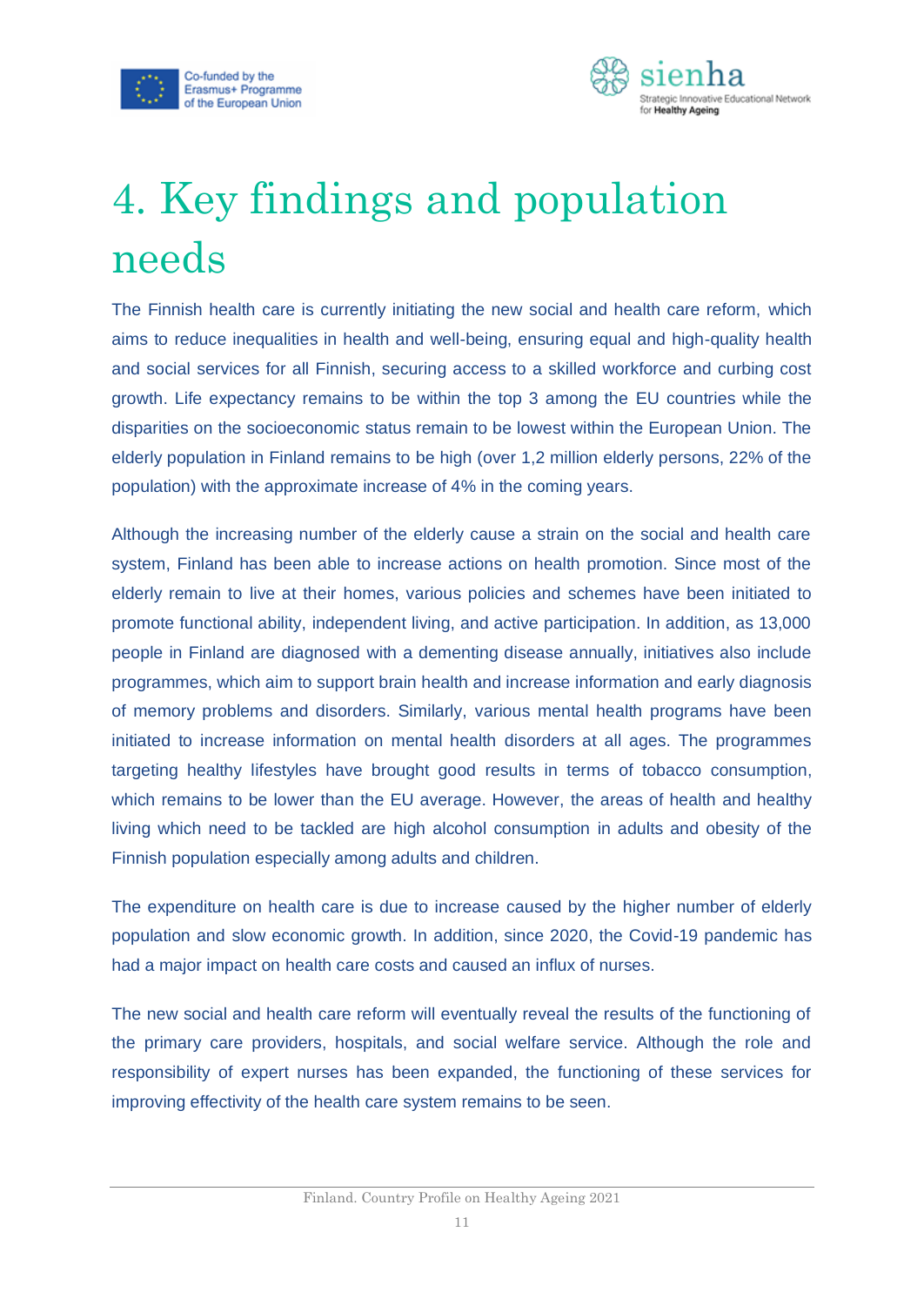# 4. Key findings and population needs

The Finnish health care is currently initiating the new social and health care reform, which aims to reduce inequalities in health and well-being, ensuring equal and high-quality health and social services for all Finnish, securing access to a skilled workforce and curbing cost growth. Life expectancy remains to be within the top 3 among the EU countries while the disparities on the socioeconomic status remain to be lowest within the European Union. The elderly population in Finland remains to be high (over 1,2 million elderly persons, 22% of the population) with the approximate increase of 4% in the coming years.

Although the increasing number of the elderly cause a strain on the social and health care system, Finland has been able to increase actions on health promotion. Since most of the elderly remain to live at their homes, various policies and schemes have been initiated to promote functional ability, independent living, and active participation. In addition, as 13,000 people in Finland are diagnosed with a dementing disease annually, initiatives also include programmes, which aim to support brain health and increase information and early diagnosis of memory problems and disorders. Similarly, various mental health programs have been initiated to increase information on mental health disorders at all ages. The programmes targeting healthy lifestyles have brought good results in terms of tobacco consumption, which remains to be lower than the EU average. However, the areas of health and healthy living which need to be tackled are high alcohol consumption in adults and obesity of the Finnish population especially among adults and children.

The expenditure on health care is due to increase caused by the higher number of elderly population and slow economic growth. In addition, since 2020, the Covid-19 pandemic has had a major impact on health care costs and caused an influx of nurses.

The new social and health care reform will eventually reveal the results of the functioning of the primary care providers, hospitals, and social welfare service. Although the role and responsibility of expert nurses has been expanded, the functioning of these services for improving effectivity of the health care system remains to be seen.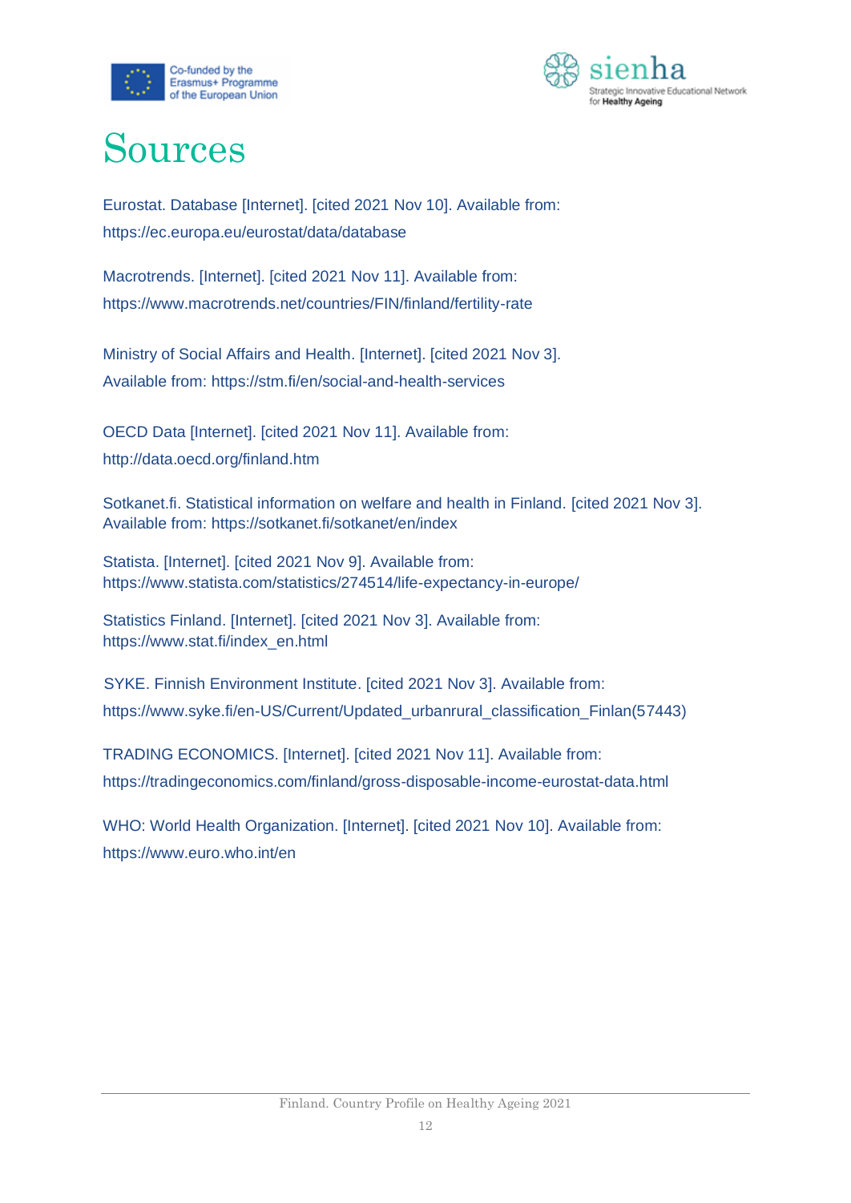# Sources

Eurostat. Database [Internet]. [cited 2021 Nov 10]. Available from: https://ec.europa.eu/eurostat/data/database

Macrotrends. [Internet]. [cited 2021 Nov 11]. Available from: https://www.macrotrends.net/countries/FIN/finland/fertility-rate

Ministry of Social Affairs and Health. [Internet]. [cited 2021 Nov 3]. Available from: https://stm.fi/en/social-and-health-services

OECD Data [Internet]. [cited 2021 Nov 11]. Available from: http://data.oecd.org/finland.htm

Sotkanet.fi. Statistical information on welfare and health in Finland. [cited 2021 Nov 3]. Available from: https://sotkanet.fi/sotkanet/en/index

Statista. [Internet]. [cited 2021 Nov 9]. Available from: https://www.statista.com/statistics/274514/life-expectancy-in-europe/

Statistics Finland. [Internet]. [cited 2021 Nov 3]. Available from: https://www.stat.fi/index_en.html

SYKE. Finnish Environment Institute. [cited 2021 Nov 3]. Available from: https://www.syke.fi/en-US/Current/Updated_urbanrural_classification_Finlan(57443)

TRADING ECONOMICS. [Internet]. [cited 2021 Nov 11]. Available from: https://tradingeconomics.com/finland/gross-disposable-income-eurostat-data.html

WHO: World Health Organization. [Internet]. [cited 2021 Nov 10]. Available from: https://www.euro.who.int/en